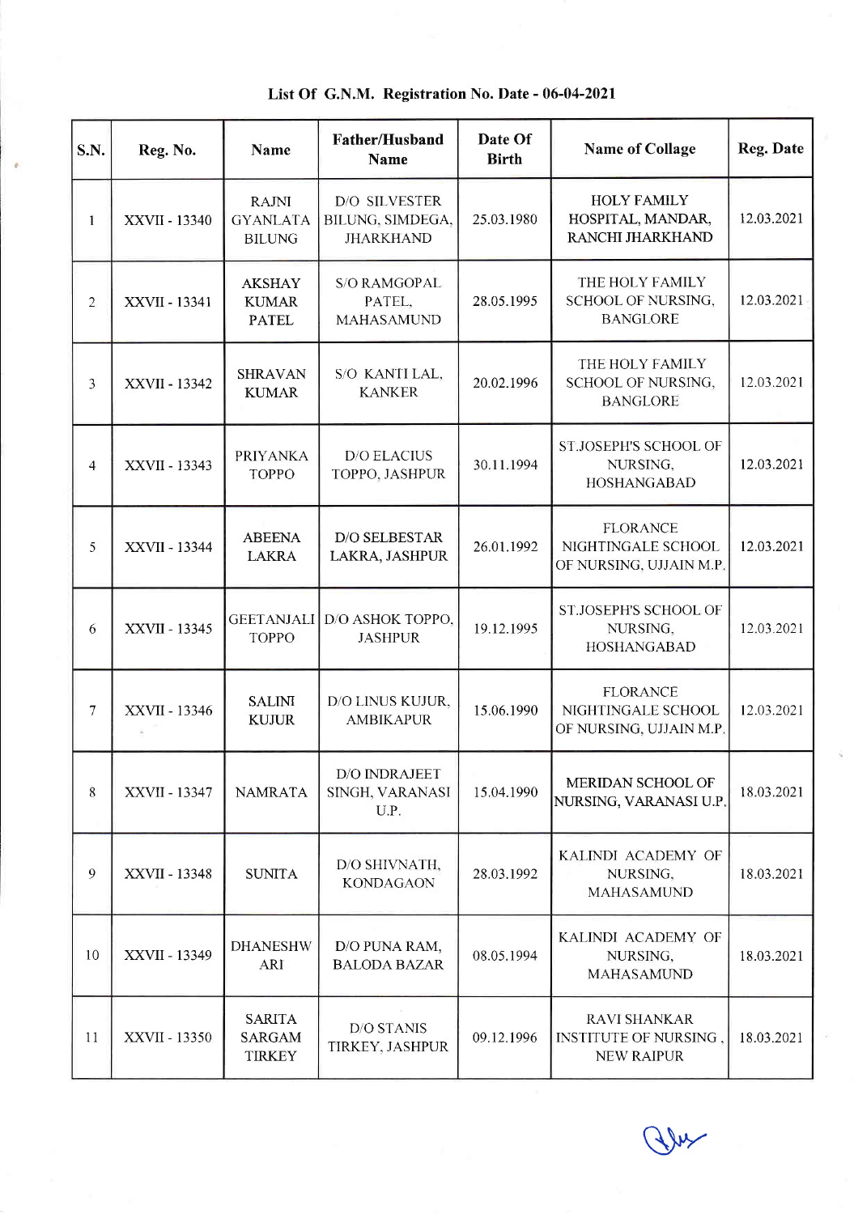**List Of G.N.M. Registration No. Date - 06-04-2021**

| S.N. | Reg. No. | Name | Father/Husband Name | Date Of Birth | Name of Collage | Reg. Date |
|---|---|---|---|---|---|---|
| 1 | XXVII - 13340 | RAJNI GYANLATA BILUNG | D/O SILVESTER BILUNG, SIMDEGA, JHARKHAND | 25.03.1980 | HOLY FAMILY HOSPITAL, MANDAR, RANCHI JHARKHAND | 12.03.2021 |
| 2 | XXVII - 13341 | AKSHAY KUMAR PATEL | S/O RAMGOPAL PATEL, MAHASAMUND | 28.05.1995 | THE HOLY FAMILY SCHOOL OF NURSING, BANGLORE | 12.03.2021 |
| 3 | XXVII - 13342 | SHRAVAN KUMAR | S/O KANTI LAL, KANKER | 20.02.1996 | THE HOLY FAMILY SCHOOL OF NURSING, BANGLORE | 12.03.2021 |
| 4 | XXVII - 13343 | PRIYANKA TOPPO | D/O ELACIUS TOPPO, JASHPUR | 30.11.1994 | ST.JOSEPH'S SCHOOL OF NURSING, HOSHANGABAD | 12.03.2021 |
| 5 | XXVII - 13344 | ABEENA LAKRA | D/O SELBESTAR LAKRA, JASHPUR | 26.01.1992 | FLORANCE NIGHTINGALE SCHOOL OF NURSING, UJJAIN M.P. | 12.03.2021 |
| 6 | XXVII - 13345 | GEETANJALI TOPPO | D/O ASHOK TOPPO, JASHPUR | 19.12.1995 | ST.JOSEPH'S SCHOOL OF NURSING, HOSHANGABAD | 12.03.2021 |
| 7 | XXVII - 13346 | SALINI KUJUR | D/O LINUS KUJUR, AMBIKAPUR | 15.06.1990 | FLORANCE NIGHTINGALE SCHOOL OF NURSING, UJJAIN M.P. | 12.03.2021 |
| 8 | XXVII - 13347 | NAMRATA | D/O INDRAJEET SINGH, VARANASI U.P. | 15.04.1990 | MERIDAN SCHOOL OF NURSING, VARANASI U.P. | 18.03.2021 |
| 9 | XXVII - 13348 | SUNITA | D/O SHIVNATH, KONDAGAON | 28.03.1992 | KALINDI ACADEMY OF NURSING, MAHASAMUND | 18.03.2021 |
| 10 | XXVII - 13349 | DHANESHWARI | D/O PUNA RAM, BALODA BAZAR | 08.05.1994 | KALINDI ACADEMY OF NURSING, MAHASAMUND | 18.03.2021 |
| 11 | XXVII - 13350 | SARITA SARGAM TIRKEY | D/O STANIS TIRKEY, JASHPUR | 09.12.1996 | RAVI SHANKAR INSTITUTE OF NURSING , NEW RAIPUR | 18.03.2021 |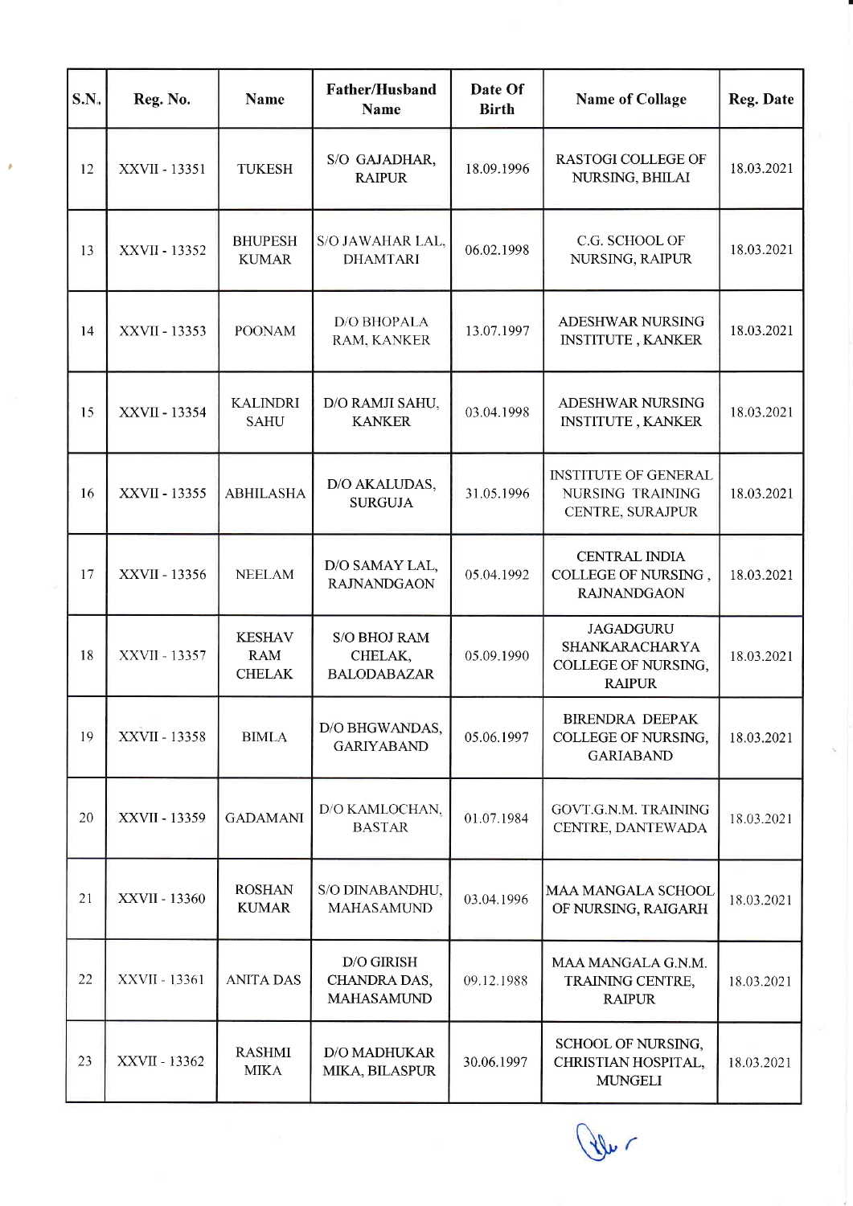| S.N. | Reg. No. | Name | Father/Husband Name | Date Of Birth | Name of Collage | Reg. Date |
|---|---|---|---|---|---|---|
| 12 | XXVII - 13351 | TUKESH | S/O GAJADHAR, RAIPUR | 18.09.1996 | RASTOGI COLLEGE OF NURSING, BHILAI | 18.03.2021 |
| 13 | XXVII - 13352 | BHUPESH KUMAR | S/O JAWAHAR LAL, DHAMTARI | 06.02.1998 | C.G. SCHOOL OF NURSING, RAIPUR | 18.03.2021 |
| 14 | XXVII - 13353 | POONAM | D/O BHOPALA RAM, KANKER | 13.07.1997 | ADESHWAR NURSING INSTITUTE , KANKER | 18.03.2021 |
| 15 | XXVII - 13354 | KALINDRI SAHU | D/O RAMJI SAHU, KANKER | 03.04.1998 | ADESHWAR NURSING INSTITUTE , KANKER | 18.03.2021 |
| 16 | XXVII - 13355 | ABHILASHA | D/O AKALUDAS, SURGUJA | 31.05.1996 | INSTITUTE OF GENERAL NURSING TRAINING CENTRE, SURAJPUR | 18.03.2021 |
| 17 | XXVII - 13356 | NEELAM | D/O SAMAY LAL, RAJNANDGAON | 05.04.1992 | CENTRAL INDIA COLLEGE OF NURSING , RAJNANDGAON | 18.03.2021 |
| 18 | XXVII - 13357 | KESHAV RAM CHELAK | S/O BHOJ RAM CHELAK, BALODABAZAR | 05.09.1990 | JAGADGURU SHANKARACHARYA COLLEGE OF NURSING, RAIPUR | 18.03.2021 |
| 19 | XXVII - 13358 | BIMLA | D/O BHGWANDAS, GARIYABAND | 05.06.1997 | BIRENDRA DEEPAK COLLEGE OF NURSING, GARIABAND | 18.03.2021 |
| 20 | XXVII - 13359 | GADAMANI | D/O KAMLOCHAN, BASTAR | 01.07.1984 | GOVT.G.N.M. TRAINING CENTRE, DANTEWADA | 18.03.2021 |
| 21 | XXVII - 13360 | ROSHAN KUMAR | S/O DINABANDHU, MAHASAMUND | 03.04.1996 | MAA MANGALA SCHOOL OF NURSING, RAIGARH | 18.03.2021 |
| 22 | XXVII - 13361 | ANITA DAS | D/O GIRISH CHANDRA DAS, MAHASAMUND | 09.12.1988 | MAA MANGALA G.N.M. TRAINING CENTRE, RAIPUR | 18.03.2021 |
| 23 | XXVII - 13362 | RASHMI MIKA | D/O MADHUKAR MIKA, BILASPUR | 30.06.1997 | SCHOOL OF NURSING, CHRISTIAN HOSPITAL, MUNGELI | 18.03.2021 |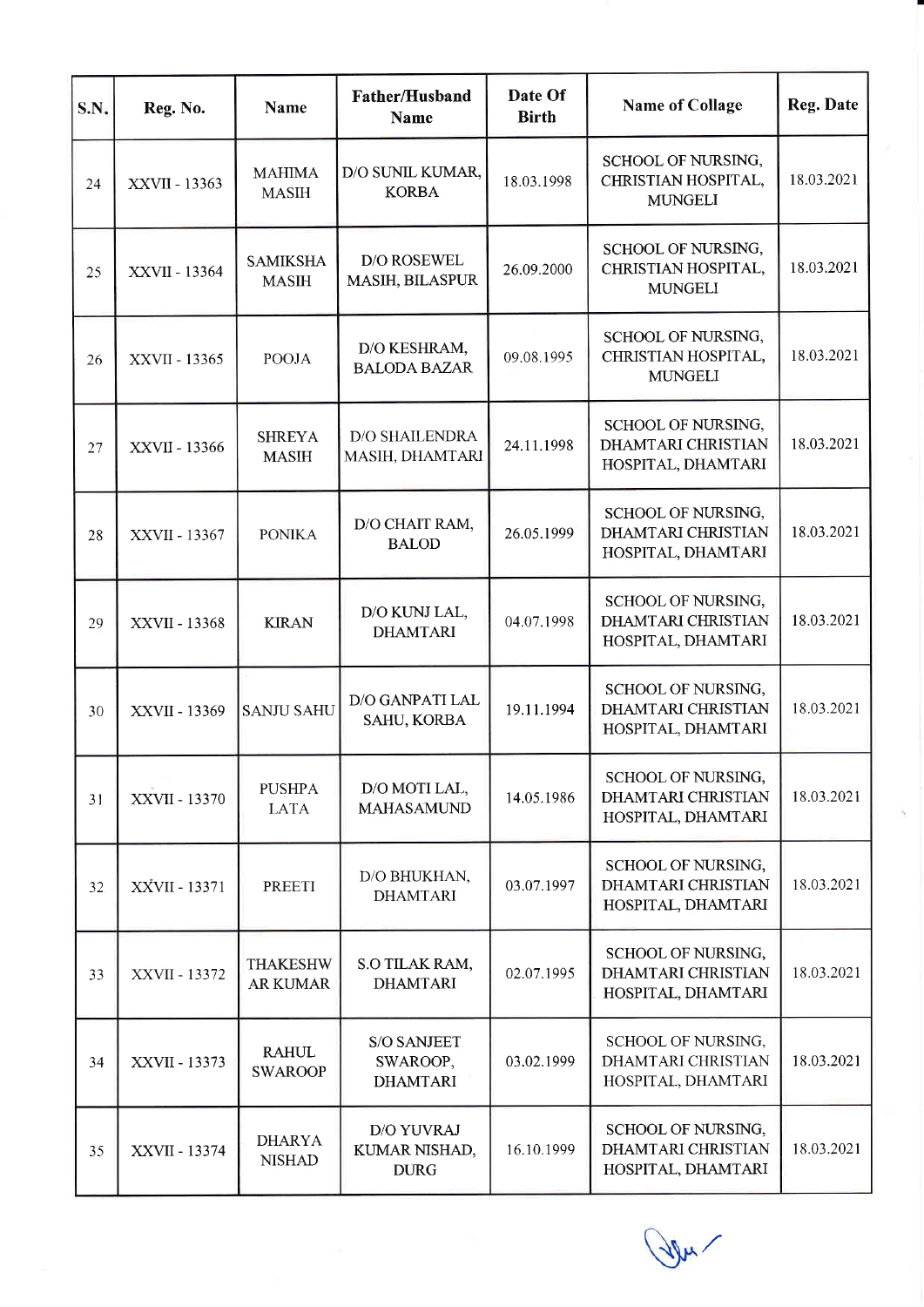| S.N. | Reg. No. | Name | Father/Husband Name | Date Of Birth | Name of Collage | Reg. Date |
|---|---|---|---|---|---|---|
| 24 | XXVII - 13363 | MAHIMA MASIH | D/O SUNIL KUMAR, KORBA | 18.03.1998 | SCHOOL OF NURSING, CHRISTIAN HOSPITAL, MUNGELI | 18.03.2021 |
| 25 | XXVII - 13364 | SAMIKSHA MASIH | D/O ROSEWEL MASIH, BILASPUR | 26.09.2000 | SCHOOL OF NURSING, CHRISTIAN HOSPITAL, MUNGELI | 18.03.2021 |
| 26 | XXVII - 13365 | POOJA | D/O KESHRAM, BALODA BAZAR | 09.08.1995 | SCHOOL OF NURSING, CHRISTIAN HOSPITAL, MUNGELI | 18.03.2021 |
| 27 | XXVII - 13366 | SHREYA MASIH | D/O SHAILENDRA MASIH, DHAMTARI | 24.11.1998 | SCHOOL OF NURSING, DHAMTARI CHRISTIAN HOSPITAL, DHAMTARI | 18.03.2021 |
| 28 | XXVII - 13367 | PONIKA | D/O CHAIT RAM, BALOD | 26.05.1999 | SCHOOL OF NURSING, DHAMTARI CHRISTIAN HOSPITAL, DHAMTARI | 18.03.2021 |
| 29 | XXVII - 13368 | KIRAN | D/O KUNJ LAL, DHAMTARI | 04.07.1998 | SCHOOL OF NURSING, DHAMTARI CHRISTIAN HOSPITAL, DHAMTARI | 18.03.2021 |
| 30 | XXVII - 13369 | SANJU SAHU | D/O GANPATI LAL SAHU, KORBA | 19.11.1994 | SCHOOL OF NURSING, DHAMTARI CHRISTIAN HOSPITAL, DHAMTARI | 18.03.2021 |
| 31 | XXVII - 13370 | PUSHPA LATA | D/O MOTI LAL, MAHASAMUND | 14.05.1986 | SCHOOL OF NURSING, DHAMTARI CHRISTIAN HOSPITAL, DHAMTARI | 18.03.2021 |
| 32 | XXVII - 13371 | PREETI | D/O BHUKHAN, DHAMTARI | 03.07.1997 | SCHOOL OF NURSING, DHAMTARI CHRISTIAN HOSPITAL, DHAMTARI | 18.03.2021 |
| 33 | XXVII - 13372 | THAKESHWAR KUMAR | S.O TILAK RAM, DHAMTARI | 02.07.1995 | SCHOOL OF NURSING, DHAMTARI CHRISTIAN HOSPITAL, DHAMTARI | 18.03.2021 |
| 34 | XXVII - 13373 | RAHUL SWAROOP | S/O SANJEET SWAROOP, DHAMTARI | 03.02.1999 | SCHOOL OF NURSING, DHAMTARI CHRISTIAN HOSPITAL, DHAMTARI | 18.03.2021 |
| 35 | XXVII - 13374 | DHARYA NISHAD | D/O YUVRAJ KUMAR NISHAD, DURG | 16.10.1999 | SCHOOL OF NURSING, DHAMTARI CHRISTIAN HOSPITAL, DHAMTARI | 18.03.2021 |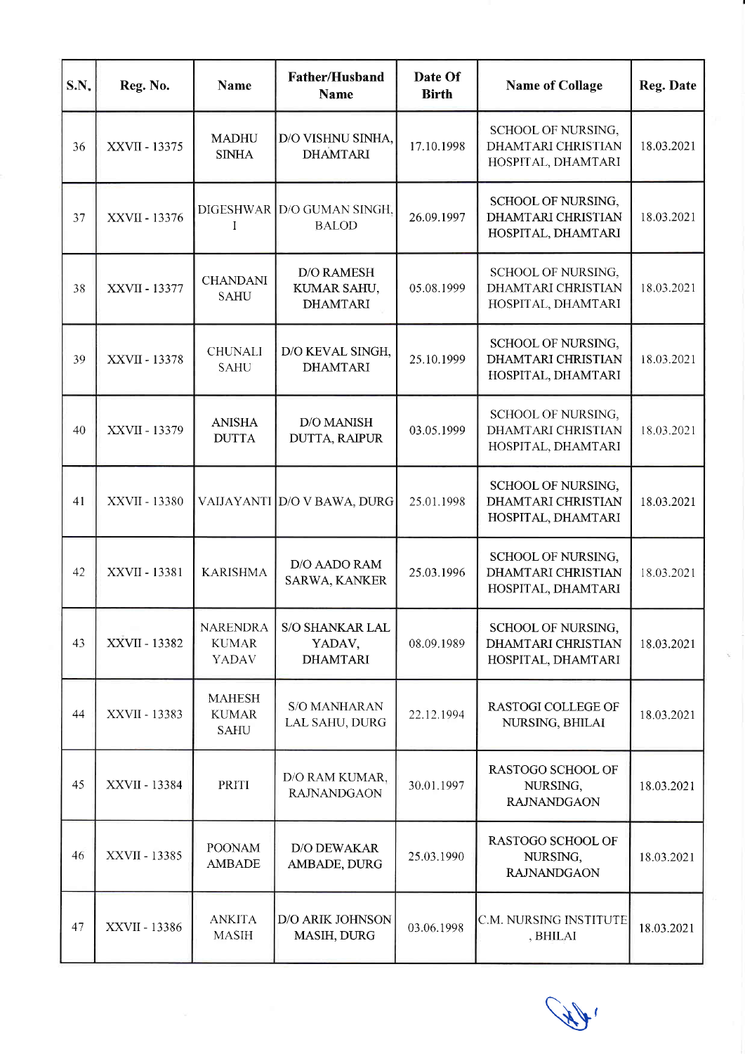| S.N. | Reg. No. | Name | Father/Husband Name | Date Of Birth | Name of Collage | Reg. Date |
|---|---|---|---|---|---|---|
| 36 | XXVII - 13375 | MADHU SINHA | D/O VISHNU SINHA, DHAMTARI | 17.10.1998 | SCHOOL OF NURSING, DHAMTARI CHRISTIAN HOSPITAL, DHAMTARI | 18.03.2021 |
| 37 | XXVII - 13376 | DIGESHWAR I | D/O GUMAN SINGH, BALOD | 26.09.1997 | SCHOOL OF NURSING, DHAMTARI CHRISTIAN HOSPITAL, DHAMTARI | 18.03.2021 |
| 38 | XXVII - 13377 | CHANDANI SAHU | D/O RAMESH KUMAR SAHU, DHAMTARI | 05.08.1999 | SCHOOL OF NURSING, DHAMTARI CHRISTIAN HOSPITAL, DHAMTARI | 18.03.2021 |
| 39 | XXVII - 13378 | CHUNALI SAHU | D/O KEVAL SINGH, DHAMTARI | 25.10.1999 | SCHOOL OF NURSING, DHAMTARI CHRISTIAN HOSPITAL, DHAMTARI | 18.03.2021 |
| 40 | XXVII - 13379 | ANISHA DUTTA | D/O MANISH DUTTA, RAIPUR | 03.05.1999 | SCHOOL OF NURSING, DHAMTARI CHRISTIAN HOSPITAL, DHAMTARI | 18.03.2021 |
| 41 | XXVII - 13380 | VAIJAYANTI | D/O V BAWA, DURG | 25.01.1998 | SCHOOL OF NURSING, DHAMTARI CHRISTIAN HOSPITAL, DHAMTARI | 18.03.2021 |
| 42 | XXVII - 13381 | KARISHMA | D/O AADO RAM SARWA, KANKER | 25.03.1996 | SCHOOL OF NURSING, DHAMTARI CHRISTIAN HOSPITAL, DHAMTARI | 18.03.2021 |
| 43 | XXVII - 13382 | NARENDRA KUMAR YADAV | S/O SHANKAR LAL YADAV, DHAMTARI | 08.09.1989 | SCHOOL OF NURSING, DHAMTARI CHRISTIAN HOSPITAL, DHAMTARI | 18.03.2021 |
| 44 | XXVII - 13383 | MAHESH KUMAR SAHU | S/O MANHARAN LAL SAHU, DURG | 22.12.1994 | RASTOGI COLLEGE OF NURSING, BHILAI | 18.03.2021 |
| 45 | XXVII - 13384 | PRITI | D/O RAM KUMAR, RAJNANDGAON | 30.01.1997 | RASTOGO SCHOOL OF NURSING, RAJNANDGAON | 18.03.2021 |
| 46 | XXVII - 13385 | POONAM AMBADE | D/O DEWAKAR AMBADE, DURG | 25.03.1990 | RASTOGO SCHOOL OF NURSING, RAJNANDGAON | 18.03.2021 |
| 47 | XXVII - 13386 | ANKITA MASIH | D/O ARIK JOHNSON MASIH, DURG | 03.06.1998 | C.M. NURSING INSTITUTE , BHILAI | 18.03.2021 |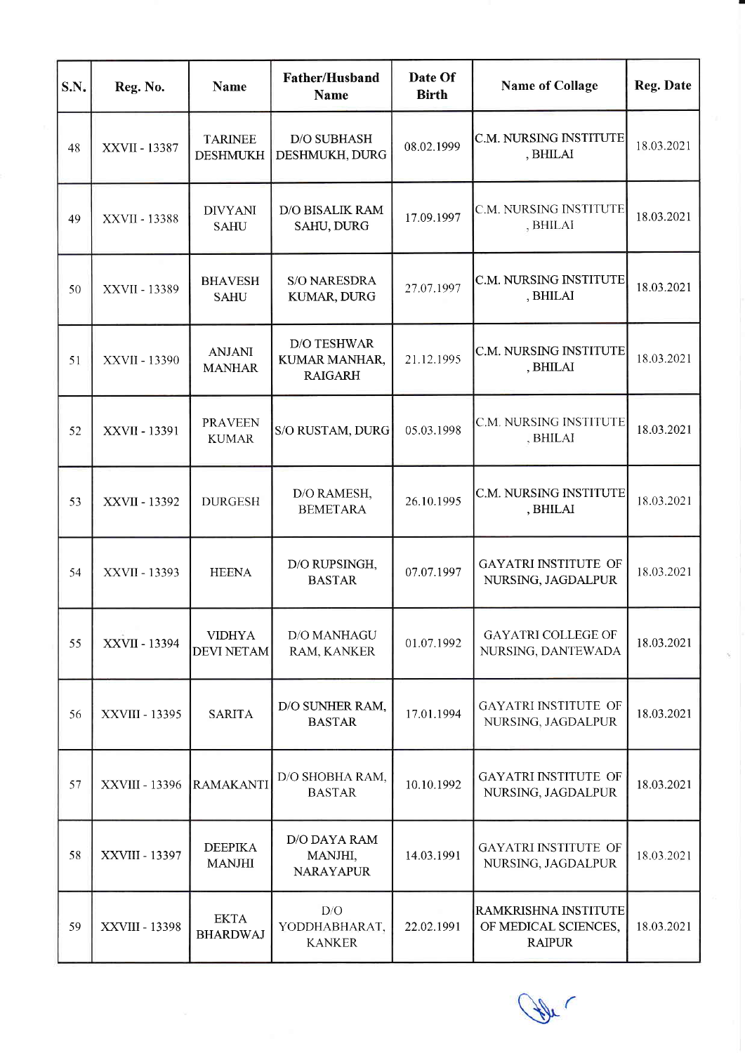| S.N. | Reg. No. | Name | Father/Husband Name | Date Of Birth | Name of Collage | Reg. Date |
|---|---|---|---|---|---|---|
| 48 | XXVII - 13387 | TARINEE DESHMUKH | D/O SUBHASH DESHMUKH, DURG | 08.02.1999 | C.M. NURSING INSTITUTE , BHILAI | 18.03.2021 |
| 49 | XXVII - 13388 | DIVYANI SAHU | D/O BISALIK RAM SAHU, DURG | 17.09.1997 | C.M. NURSING INSTITUTE , BHILAI | 18.03.2021 |
| 50 | XXVII - 13389 | BHAVESH SAHU | S/O NARESDRA KUMAR, DURG | 27.07.1997 | C.M. NURSING INSTITUTE , BHILAI | 18.03.2021 |
| 51 | XXVII - 13390 | ANJANI MANHAR | D/O TESHWAR KUMAR MANHAR, RAIGARH | 21.12.1995 | C.M. NURSING INSTITUTE , BHILAI | 18.03.2021 |
| 52 | XXVII - 13391 | PRAVEEN KUMAR | S/O RUSTAM, DURG | 05.03.1998 | C.M. NURSING INSTITUTE , BHILAI | 18.03.2021 |
| 53 | XXVII - 13392 | DURGESH | D/O RAMESH, BEMETARA | 26.10.1995 | C.M. NURSING INSTITUTE , BHILAI | 18.03.2021 |
| 54 | XXVII - 13393 | HEENA | D/O RUPSINGH, BASTAR | 07.07.1997 | GAYATRI INSTITUTE OF NURSING, JAGDALPUR | 18.03.2021 |
| 55 | XXVII - 13394 | VIDHYA DEVI NETAM | D/O MANHAGU RAM, KANKER | 01.07.1992 | GAYATRI COLLEGE OF NURSING, DANTEWADA | 18.03.2021 |
| 56 | XXVIII - 13395 | SARITA | D/O SUNHER RAM, BASTAR | 17.01.1994 | GAYATRI INSTITUTE OF NURSING, JAGDALPUR | 18.03.2021 |
| 57 | XXVIII - 13396 | RAMAKANTI | D/O SHOBHA RAM, BASTAR | 10.10.1992 | GAYATRI INSTITUTE OF NURSING, JAGDALPUR | 18.03.2021 |
| 58 | XXVIII - 13397 | DEEPIKA MANJHI | D/O DAYA RAM MANJHI, NARAYAPUR | 14.03.1991 | GAYATRI INSTITUTE OF NURSING, JAGDALPUR | 18.03.2021 |
| 59 | XXVIII - 13398 | EKTA BHARDWAJ | D/O YODDHABHARAT, KANKER | 22.02.1991 | RAMKRISHNA INSTITUTE OF MEDICAL SCIENCES, RAIPUR | 18.03.2021 |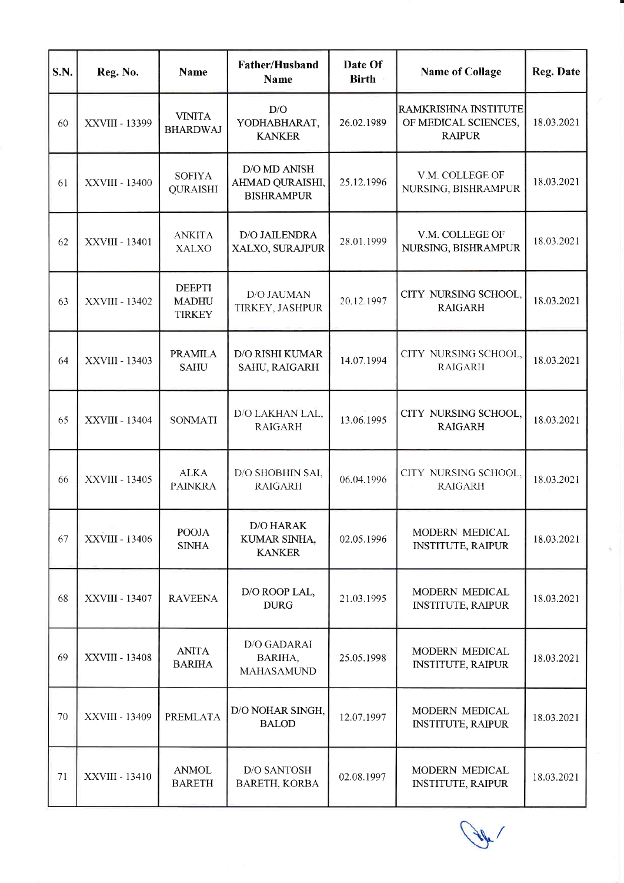| S.N. | Reg. No. | Name | Father/Husband Name | Date Of Birth | Name of Collage | Reg. Date |
|---|---|---|---|---|---|---|
| 60 | XXVIII - 13399 | VINITA BHARDWAJ | D/O YODHABHARAT, KANKER | 26.02.1989 | RAMKRISHNA INSTITUTE OF MEDICAL SCIENCES, RAIPUR | 18.03.2021 |
| 61 | XXVIII - 13400 | SOFIYA QURAISHI | D/O MD ANISH AHMAD QURAISHI, BISHRAMPUR | 25.12.1996 | V.M. COLLEGE OF NURSING, BISHRAMPUR | 18.03.2021 |
| 62 | XXVIII - 13401 | ANKITA XALXO | D/O JAILENDRA XALXO, SURAJPUR | 28.01.1999 | V.M. COLLEGE OF NURSING, BISHRAMPUR | 18.03.2021 |
| 63 | XXVIII - 13402 | DEEPTI MADHU TIRKEY | D/O JAUMAN TIRKEY, JASHPUR | 20.12.1997 | CITY NURSING SCHOOL, RAIGARH | 18.03.2021 |
| 64 | XXVIII - 13403 | PRAMILA SAHU | D/O RISHI KUMAR SAHU, RAIGARH | 14.07.1994 | CITY NURSING SCHOOL, RAIGARH | 18.03.2021 |
| 65 | XXVIII - 13404 | SONMATI | D/O LAKHAN LAL, RAIGARH | 13.06.1995 | CITY NURSING SCHOOL, RAIGARH | 18.03.2021 |
| 66 | XXVIII - 13405 | ALKA PAINKRA | D/O SHOBHIN SAI, RAIGARH | 06.04.1996 | CITY NURSING SCHOOL, RAIGARH | 18.03.2021 |
| 67 | XXVIII - 13406 | POOJA SINHA | D/O HARAK KUMAR SINHA, KANKER | 02.05.1996 | MODERN MEDICAL INSTITUTE, RAIPUR | 18.03.2021 |
| 68 | XXVIII - 13407 | RAVEENA | D/O ROOP LAL, DURG | 21.03.1995 | MODERN MEDICAL INSTITUTE, RAIPUR | 18.03.2021 |
| 69 | XXVIII - 13408 | ANITA BARIHA | D/O GADARAI BARIHA, MAHASAMUND | 25.05.1998 | MODERN MEDICAL INSTITUTE, RAIPUR | 18.03.2021 |
| 70 | XXVIII - 13409 | PREMLATA | D/O NOHAR SINGH, BALOD | 12.07.1997 | MODERN MEDICAL INSTITUTE, RAIPUR | 18.03.2021 |
| 71 | XXVIII - 13410 | ANMOL BARETH | D/O SANTOSH BARETH, KORBA | 02.08.1997 | MODERN MEDICAL INSTITUTE, RAIPUR | 18.03.2021 |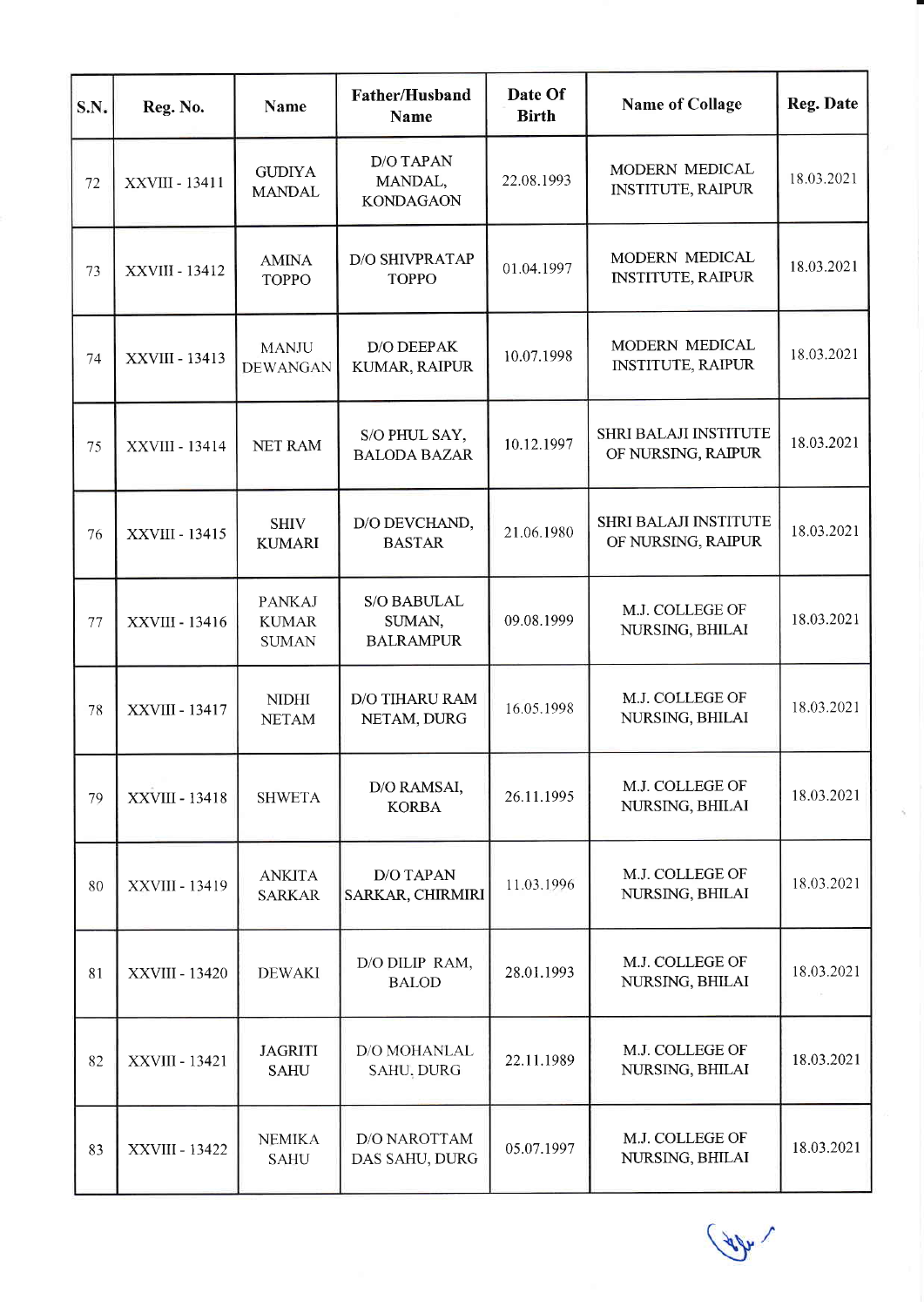| S.N. | Reg. No. | Name | Father/Husband Name | Date Of Birth | Name of Collage | Reg. Date |
|---|---|---|---|---|---|---|
| 72 | XXVIII - 13411 | GUDIYA MANDAL | D/O TAPAN MANDAL, KONDAGAON | 22.08.1993 | MODERN MEDICAL INSTITUTE, RAIPUR | 18.03.2021 |
| 73 | XXVIII - 13412 | AMINA TOPPO | D/O SHIVPRATAP TOPPO | 01.04.1997 | MODERN MEDICAL INSTITUTE, RAIPUR | 18.03.2021 |
| 74 | XXVIII - 13413 | MANJU DEWANGAN | D/O DEEPAK KUMAR, RAIPUR | 10.07.1998 | MODERN MEDICAL INSTITUTE, RAIPUR | 18.03.2021 |
| 75 | XXVIII - 13414 | NET RAM | S/O PHUL SAY, BALODA BAZAR | 10.12.1997 | SHRI BALAJI INSTITUTE OF NURSING, RAIPUR | 18.03.2021 |
| 76 | XXVIII - 13415 | SHIV KUMARI | D/O DEVCHAND, BASTAR | 21.06.1980 | SHRI BALAJI INSTITUTE OF NURSING, RAIPUR | 18.03.2021 |
| 77 | XXVIII - 13416 | PANKAJ KUMAR SUMAN | S/O BABULAL SUMAN, BALRAMPUR | 09.08.1999 | M.J. COLLEGE OF NURSING, BHILAI | 18.03.2021 |
| 78 | XXVIII - 13417 | NIDHI NETAM | D/O TIHARU RAM NETAM, DURG | 16.05.1998 | M.J. COLLEGE OF NURSING, BHILAI | 18.03.2021 |
| 79 | XXVIII - 13418 | SHWETA | D/O RAMSAI, KORBA | 26.11.1995 | M.J. COLLEGE OF NURSING, BHILAI | 18.03.2021 |
| 80 | XXVIII - 13419 | ANKITA SARKAR | D/O TAPAN SARKAR, CHIRMIRI | 11.03.1996 | M.J. COLLEGE OF NURSING, BHILAI | 18.03.2021 |
| 81 | XXVIII - 13420 | DEWAKI | D/O DILIP RAM, BALOD | 28.01.1993 | M.J. COLLEGE OF NURSING, BHILAI | 18.03.2021 |
| 82 | XXVIII - 13421 | JAGRITI SAHU | D/O MOHANLAL SAHU, DURG | 22.11.1989 | M.J. COLLEGE OF NURSING, BHILAI | 18.03.2021 |
| 83 | XXVIII - 13422 | NEMIKA SAHU | D/O NAROTTAM DAS SAHU, DURG | 05.07.1997 | M.J. COLLEGE OF NURSING, BHILAI | 18.03.2021 |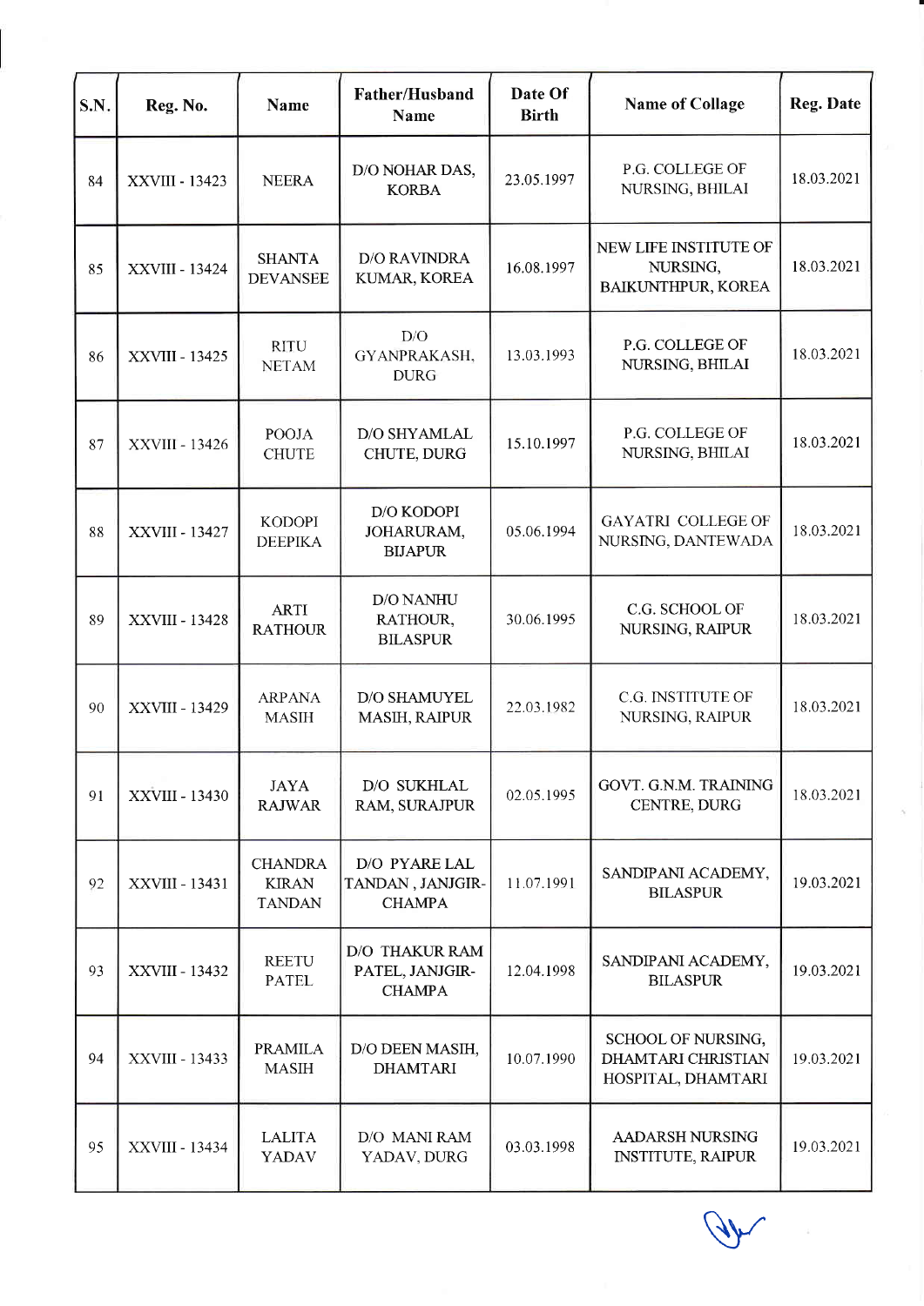| S.N. | Reg. No. | Name | Father/Husband Name | Date Of Birth | Name of Collage | Reg. Date |
|---|---|---|---|---|---|---|
| 84 | XXVIII - 13423 | NEERA | D/O NOHAR DAS, KORBA | 23.05.1997 | P.G. COLLEGE OF NURSING, BHILAI | 18.03.2021 |
| 85 | XXVIII - 13424 | SHANTA DEVANSEE | D/O RAVINDRA KUMAR, KOREA | 16.08.1997 | NEW LIFE INSTITUTE OF NURSING, BAIKUNTHPUR, KOREA | 18.03.2021 |
| 86 | XXVIII - 13425 | RITU NETAM | D/O GYANPRAKASH, DURG | 13.03.1993 | P.G. COLLEGE OF NURSING, BHILAI | 18.03.2021 |
| 87 | XXVIII - 13426 | POOJA CHUTE | D/O SHYAMLAL CHUTE, DURG | 15.10.1997 | P.G. COLLEGE OF NURSING, BHILAI | 18.03.2021 |
| 88 | XXVIII - 13427 | KODOPI DEEPIKA | D/O KODOPI JOHARURAM, BIJAPUR | 05.06.1994 | GAYATRI COLLEGE OF NURSING, DANTEWADA | 18.03.2021 |
| 89 | XXVIII - 13428 | ARTI RATHOUR | D/O NANHU RATHOUR, BILASPUR | 30.06.1995 | C.G. SCHOOL OF NURSING, RAIPUR | 18.03.2021 |
| 90 | XXVIII - 13429 | ARPANA MASIH | D/O SHAMUYEL MASIH, RAIPUR | 22.03.1982 | C.G. INSTITUTE OF NURSING, RAIPUR | 18.03.2021 |
| 91 | XXVIII - 13430 | JAYA RAJWAR | D/O SUKHLAL RAM, SURAJPUR | 02.05.1995 | GOVT. G.N.M. TRAINING CENTRE, DURG | 18.03.2021 |
| 92 | XXVIII - 13431 | CHANDRA KIRAN TANDAN | D/O PYARE LAL TANDAN , JANJGIR-CHAMPA | 11.07.1991 | SANDIPANI ACADEMY, BILASPUR | 19.03.2021 |
| 93 | XXVIII - 13432 | REETU PATEL | D/O THAKUR RAM PATEL, JANJGIR-CHAMPA | 12.04.1998 | SANDIPANI ACADEMY, BILASPUR | 19.03.2021 |
| 94 | XXVIII - 13433 | PRAMILA MASIH | D/O DEEN MASIH, DHAMTARI | 10.07.1990 | SCHOOL OF NURSING, DHAMTARI CHRISTIAN HOSPITAL, DHAMTARI | 19.03.2021 |
| 95 | XXVIII - 13434 | LALITA YADAV | D/O MANI RAM YADAV, DURG | 03.03.1998 | AADARSH NURSING INSTITUTE, RAIPUR | 19.03.2021 |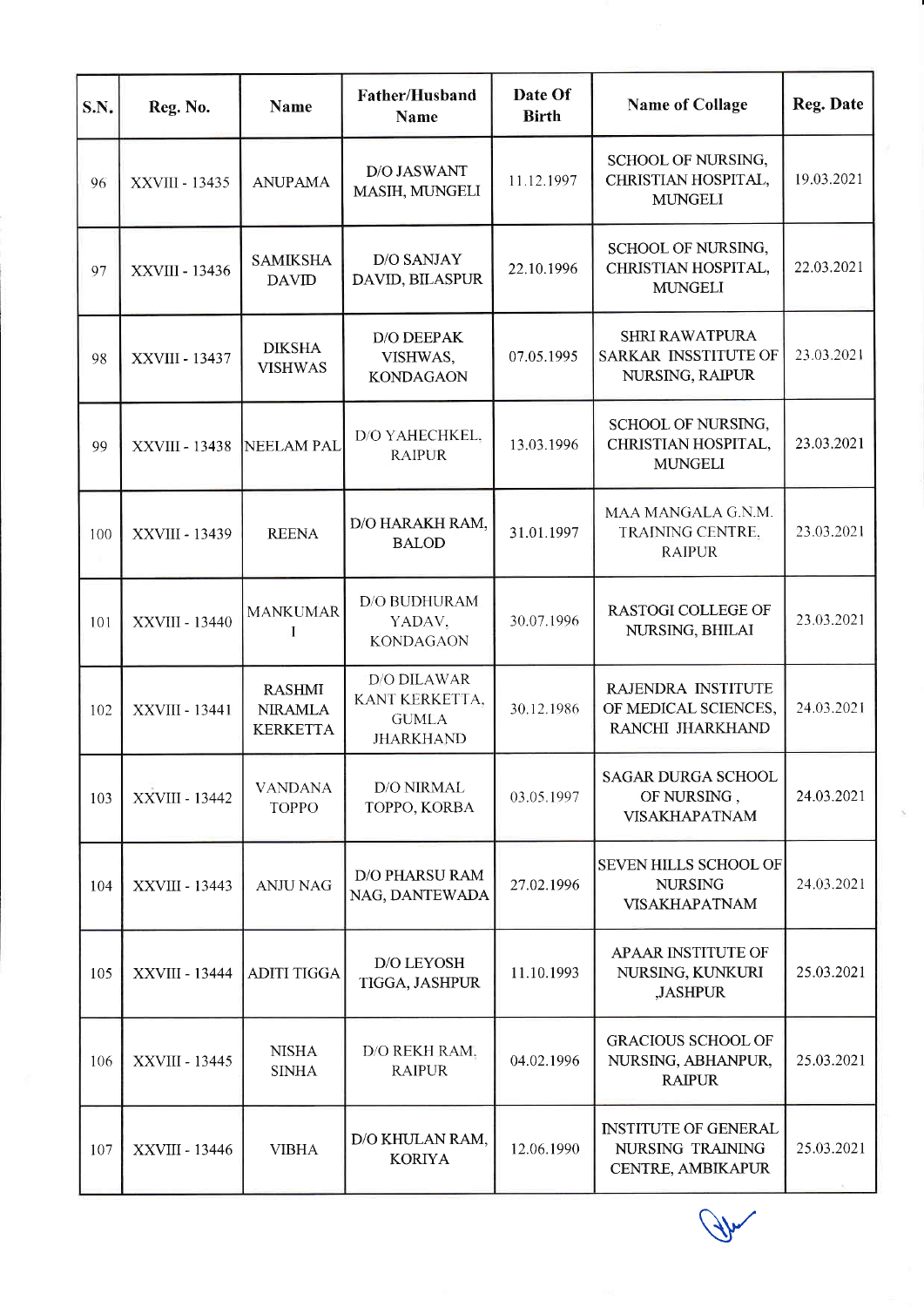| S.N. | Reg. No. | Name | Father/Husband Name | Date Of Birth | Name of Collage | Reg. Date |
|---|---|---|---|---|---|---|
| 96 | XXVIII - 13435 | ANUPAMA | D/O JASWANT MASIH, MUNGELI | 11.12.1997 | SCHOOL OF NURSING, CHRISTIAN HOSPITAL, MUNGELI | 19.03.2021 |
| 97 | XXVIII - 13436 | SAMIKSHA DAVID | D/O SANJAY DAVID, BILASPUR | 22.10.1996 | SCHOOL OF NURSING, CHRISTIAN HOSPITAL, MUNGELI | 22.03.2021 |
| 98 | XXVIII - 13437 | DIKSHA VISHWAS | D/O DEEPAK VISHWAS, KONDAGAON | 07.05.1995 | SHRI RAWATPURA SARKAR INSSTITUTE OF NURSING, RAIPUR | 23.03.2021 |
| 99 | XXVIII - 13438 | NEELAM PAL | D/O YAHECHKEL, RAIPUR | 13.03.1996 | SCHOOL OF NURSING, CHRISTIAN HOSPITAL, MUNGELI | 23.03.2021 |
| 100 | XXVIII - 13439 | REENA | D/O HARAKH RAM, BALOD | 31.01.1997 | MAA MANGALA G.N.M. TRAINING CENTRE, RAIPUR | 23.03.2021 |
| 101 | XXVIII - 13440 | MANKUMAR I | D/O BUDHURAM YADAV, KONDAGAON | 30.07.1996 | RASTOGI COLLEGE OF NURSING, BHILAI | 23.03.2021 |
| 102 | XXVIII - 13441 | RASHMI NIRAMLA KERKETTA | D/O DILAWAR KANT KERKETTA, GUMLA JHARKHAND | 30.12.1986 | RAJENDRA INSTITUTE OF MEDICAL SCIENCES, RANCHI JHARKHAND | 24.03.2021 |
| 103 | XXVIII - 13442 | VANDANA TOPPO | D/O NIRMAL TOPPO, KORBA | 03.05.1997 | SAGAR DURGA SCHOOL OF NURSING , VISAKHAPATNAM | 24.03.2021 |
| 104 | XXVIII - 13443 | ANJU NAG | D/O PHARSU RAM NAG, DANTEWADA | 27.02.1996 | SEVEN HILLS SCHOOL OF NURSING VISAKHAPATNAM | 24.03.2021 |
| 105 | XXVIII - 13444 | ADITI TIGGA | D/O LEYOSH TIGGA, JASHPUR | 11.10.1993 | APAAR INSTITUTE OF NURSING, KUNKURI ,JASHPUR | 25.03.2021 |
| 106 | XXVIII - 13445 | NISHA SINHA | D/O REKH RAM, RAIPUR | 04.02.1996 | GRACIOUS SCHOOL OF NURSING, ABHANPUR, RAIPUR | 25.03.2021 |
| 107 | XXVIII - 13446 | VIBHA | D/O KHULAN RAM, KORIYA | 12.06.1990 | INSTITUTE OF GENERAL NURSING TRAINING CENTRE, AMBIKAPUR | 25.03.2021 |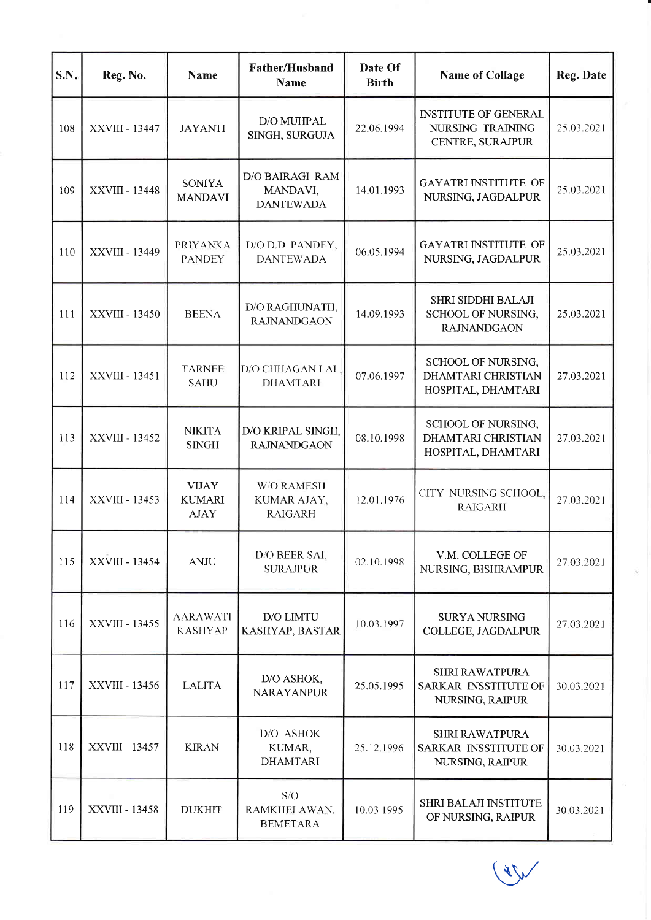| S.N. | Reg. No. | Name | Father/Husband Name | Date Of Birth | Name of Collage | Reg. Date |
|---|---|---|---|---|---|---|
| 108 | XXVIII - 13447 | JAYANTI | D/O MUHPAL SINGH, SURGUJA | 22.06.1994 | INSTITUTE OF GENERAL NURSING TRAINING CENTRE, SURAJPUR | 25.03.2021 |
| 109 | XXVIII - 13448 | SONIYA MANDAVI | D/O BAIRAGI RAM MANDAVI, DANTEWADA | 14.01.1993 | GAYATRI INSTITUTE OF NURSING, JAGDALPUR | 25.03.2021 |
| 110 | XXVIII - 13449 | PRIYANKA PANDEY | D/O D.D. PANDEY, DANTEWADA | 06.05.1994 | GAYATRI INSTITUTE OF NURSING, JAGDALPUR | 25.03.2021 |
| 111 | XXVIII - 13450 | BEENA | D/O RAGHUNATH, RAJNANDGAON | 14.09.1993 | SHRI SIDDHI BALAJI SCHOOL OF NURSING, RAJNANDGAON | 25.03.2021 |
| 112 | XXVIII - 13451 | TARNEE SAHU | D/O CHHAGAN LAL, DHAMTARI | 07.06.1997 | SCHOOL OF NURSING, DHAMTARI CHRISTIAN HOSPITAL, DHAMTARI | 27.03.2021 |
| 113 | XXVIII - 13452 | NIKITA SINGH | D/O KRIPAL SINGH, RAJNANDGAON | 08.10.1998 | SCHOOL OF NURSING, DHAMTARI CHRISTIAN HOSPITAL, DHAMTARI | 27.03.2021 |
| 114 | XXVIII - 13453 | VIJAY KUMARI AJAY | W/O RAMESH KUMAR AJAY, RAIGARH | 12.01.1976 | CITY NURSING SCHOOL, RAIGARH | 27.03.2021 |
| 115 | XXVIII - 13454 | ANJU | D/O BEER SAI, SURAJPUR | 02.10.1998 | V.M. COLLEGE OF NURSING, BISHRAMPUR | 27.03.2021 |
| 116 | XXVIII - 13455 | AARAWATI KASHYAP | D/O LIMTU KASHYAP, BASTAR | 10.03.1997 | SURYA NURSING COLLEGE, JAGDALPUR | 27.03.2021 |
| 117 | XXVIII - 13456 | LALITA | D/O ASHOK, NARAYANPUR | 25.05.1995 | SHRI RAWATPURA SARKAR INSSTITUTE OF NURSING, RAIPUR | 30.03.2021 |
| 118 | XXVIII - 13457 | KIRAN | D/O ASHOK KUMAR, DHAMTARI | 25.12.1996 | SHRI RAWATPURA SARKAR INSSTITUTE OF NURSING, RAIPUR | 30.03.2021 |
| 119 | XXVIII - 13458 | DUKHIT | S/O RAMKHELAWAN, BEMETARA | 10.03.1995 | SHRI BALAJI INSTITUTE OF NURSING, RAIPUR | 30.03.2021 |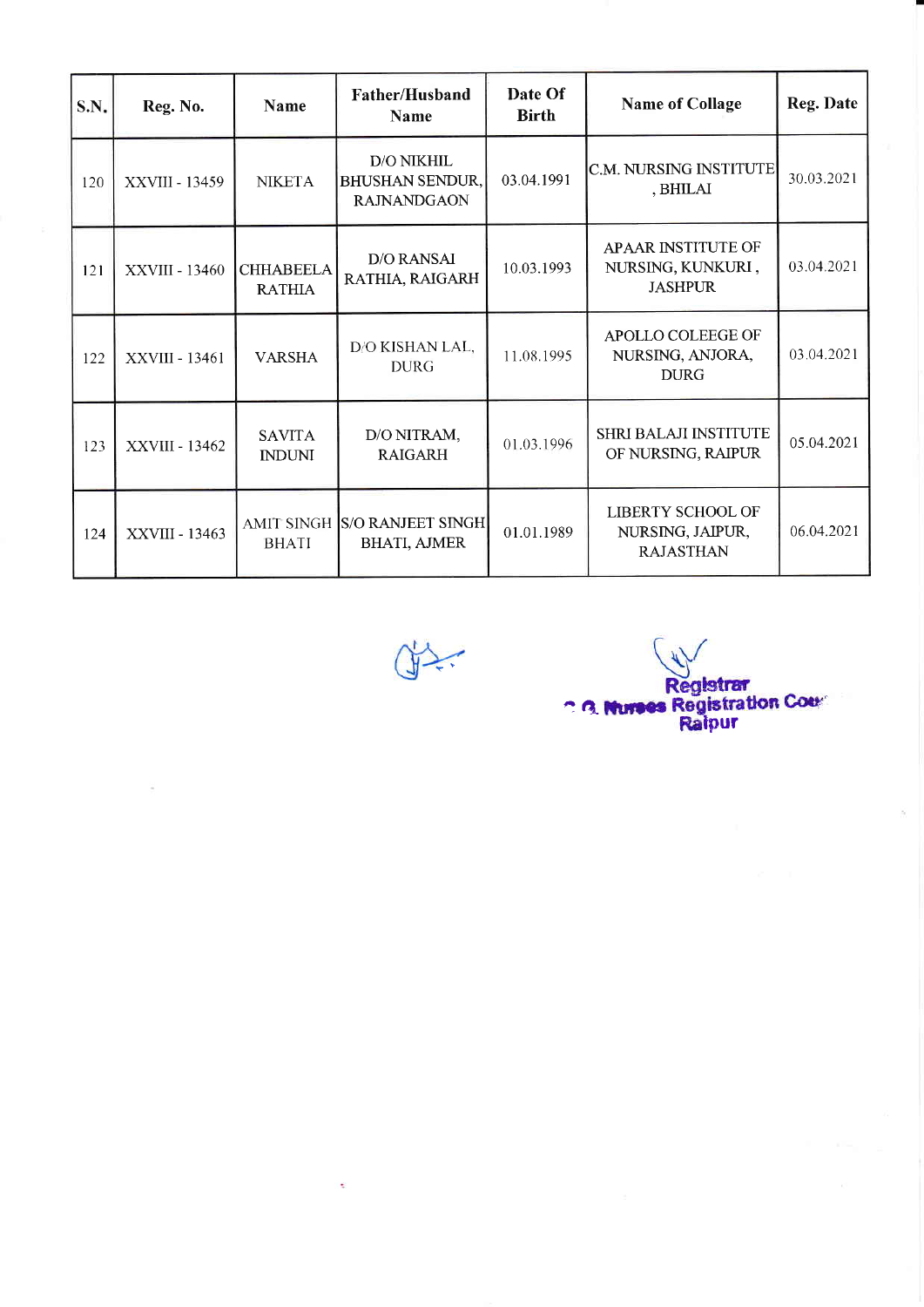| S.N. | Reg. No. | Name | Father/Husband Name | Date Of Birth | Name of Collage | Reg. Date |
|---|---|---|---|---|---|---|
| 120 | XXVIII - 13459 | NIKETA | D/O NIKHIL BHUSHAN SENDUR, RAJNANDGAON | 03.04.1991 | C.M. NURSING INSTITUTE , BHILAI | 30.03.2021 |
| 121 | XXVIII - 13460 | CHHABEELA RATHIA | D/O RANSAI RATHIA, RAIGARH | 10.03.1993 | APAAR INSTITUTE OF NURSING, KUNKURI , JASHPUR | 03.04.2021 |
| 122 | XXVIII - 13461 | VARSHA | D/O KISHAN LAL, DURG | 11.08.1995 | APOLLO COLEEGE OF NURSING, ANJORA, DURG | 03.04.2021 |
| 123 | XXVIII - 13462 | SAVITA INDUNI | D/O NITRAM, RAIGARH | 01.03.1996 | SHRI BALAJI INSTITUTE OF NURSING, RAIPUR | 05.04.2021 |
| 124 | XXVIII - 13463 | AMIT SINGH BHATI | S/O RANJEET SINGH BHATI, AJMER | 01.01.1989 | LIBERTY SCHOOL OF NURSING, JAIPUR, RAJASTHAN | 06.04.2021 |

Registrar
C.G. Nurses Registration Council
Raipur